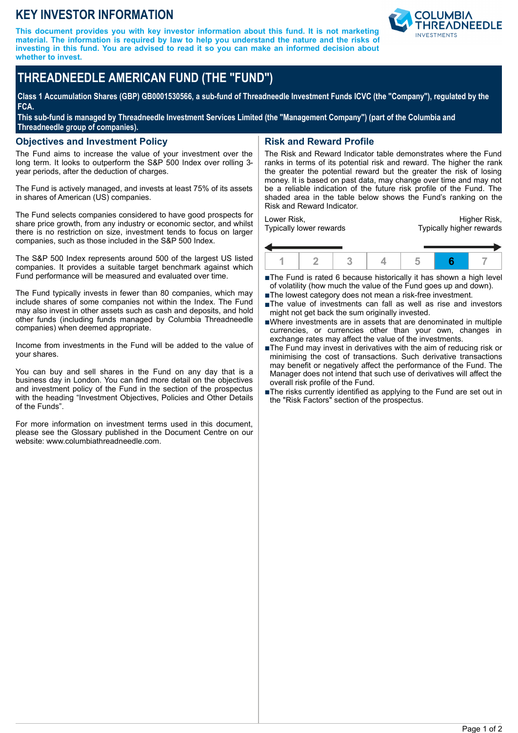# KEY INVESTOR INFORMATION

**This document provides you with key investor information about this fund. It is not marketing material. The information is required by law to help you understand the nature and the risks of investing in this fund. You are advised to read it so you can make an informed decision about whether to invest.**

COLUMBIA THREADNEEDLE INVESTMENTS

# THREADNEEDLE AMERICAN FUND (THE "FUND")

**Class 1 Accumulation Shares (GBP) GB0001530566, a sub-fund of Threadneedle Investment Funds ICVC (the "Company"), regulated by the FCA.**

**This sub-fund is managed by Threadneedle Investment Services Limited (the "Management Company") (part of the Columbia and Threadneedle group of companies).**

## Objectives and Investment Policy

The Fund aims to increase the value of your investment over the long term. It looks to outperform the S&P 500 Index over rolling 3-year periods, after the deduction of charges.

The Fund is actively managed, and invests at least 75% of its assets in shares of American (US) companies.

The Fund selects companies considered to have good prospects for share price growth, from any industry or economic sector, and whilst there is no restriction on size, investment tends to focus on larger companies, such as those included in the S&P 500 Index.

The S&P 500 Index represents around 500 of the largest US listed companies. It provides a suitable target benchmark against which Fund performance will be measured and evaluated over time.

The Fund typically invests in fewer than 80 companies, which may include shares of some companies not within the Index. The Fund may also invest in other assets such as cash and deposits, and hold other funds (including funds managed by Columbia Threadneedle companies) when deemed appropriate.

Income from investments in the Fund will be added to the value of your shares.

You can buy and sell shares in the Fund on any day that is a business day in London. You can find more detail on the objectives and investment policy of the Fund in the section of the prospectus with the heading "Investment Objectives, Policies and Other Details of the Funds".

For more information on investment terms used in this document, please see the Glossary published in the Document Centre on our website: www.columbiathreadneedle.com.

## Risk and Reward Profile

The Risk and Reward Indicator table demonstrates where the Fund ranks in terms of its potential risk and reward. The higher the rank the greater the potential reward but the greater the risk of losing money. It is based on past data, may change over time and may not be a reliable indication of the future risk profile of the Fund. The shaded area in the table below shows the Fund's ranking on the Risk and Reward Indicator.

Lower Risk, Typically lower rewards — Higher Risk, Typically higher rewards

| 1 | 2 | 3 | 4 | 5 | **6** | 7 |
|---|---|---|---|---|---|---|

- The Fund is rated 6 because historically it has shown a high level of volatility (how much the value of the Fund goes up and down).
- The lowest category does not mean a risk-free investment.
- The value of investments can fall as well as rise and investors might not get back the sum originally invested.
- Where investments are in assets that are denominated in multiple currencies, or currencies other than your own, changes in exchange rates may affect the value of the investments.
- The Fund may invest in derivatives with the aim of reducing risk or minimising the cost of transactions. Such derivative transactions may benefit or negatively affect the performance of the Fund. The Manager does not intend that such use of derivatives will affect the overall risk profile of the Fund.
- The risks currently identified as applying to the Fund are set out in the "Risk Factors" section of the prospectus.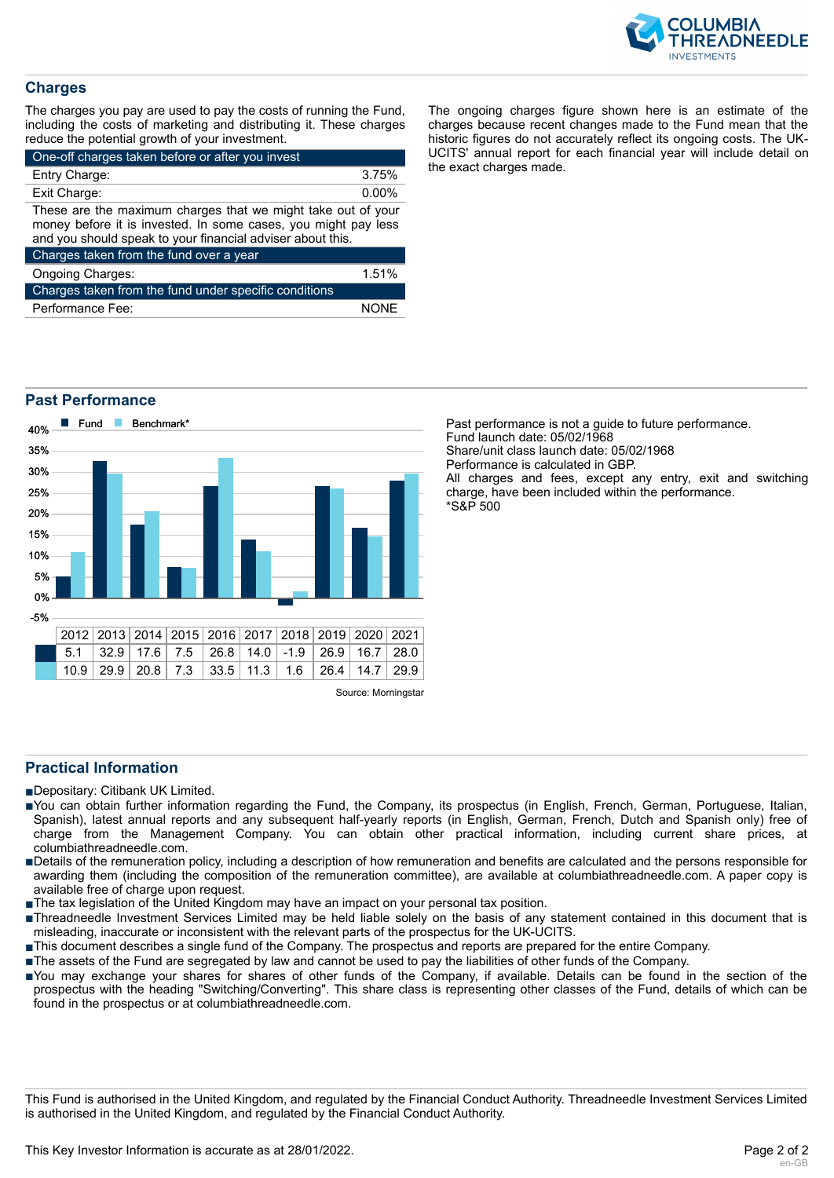## Charges

The charges you pay are used to pay the costs of running the Fund, including the costs of marketing and distributing it. These charges reduce the potential growth of your investment.

| One-off charges taken before or after you invest | |
|---|---|
| Entry Charge: | 3.75% |
| Exit Charge: | 0.00% |
| These are the maximum charges that we might take out of your money before it is invested. In some cases, you might pay less and you should speak to your financial adviser about this. | |
| **Charges taken from the fund over a year** | |
| Ongoing Charges: | 1.51% |
| **Charges taken from the fund under specific conditions** | |
| Performance Fee: | NONE |

The ongoing charges figure shown here is an estimate of the charges because recent changes made to the Fund mean that the historic figures do not accurately reflect its ongoing costs. The UK-UCITS' annual report for each financial year will include detail on the exact charges made.

## Past Performance

Fund
Benchmark*

40%
35%
30%
25%
20%
15%
10%
5%
0%
-5%

| | 2012 | 2013 | 2014 | 2015 | 2016 | 2017 | 2018 | 2019 | 2020 | 2021 |
|---|---|---|---|---|---|---|---|---|---|---|
| Fund | 5.1 | 32.9 | 17.6 | 7.5 | 26.8 | 14.0 | -1.9 | 26.9 | 16.7 | 28.0 |
| Benchmark* | 10.9 | 29.9 | 20.8 | 7.3 | 33.5 | 11.3 | 1.6 | 26.4 | 14.7 | 29.9 |

Source: Morningstar

Past performance is not a guide to future performance.
Fund launch date: 05/02/1968
Share/unit class launch date: 05/02/1968
Performance is calculated in GBP.
All charges and fees, except any entry, exit and switching charge, have been included within the performance.
*S&P 500

## Practical Information

- Depositary: Citibank UK Limited.
- You can obtain further information regarding the Fund, the Company, its prospectus (in English, French, German, Portuguese, Italian, Spanish), latest annual reports and any subsequent half-yearly reports (in English, German, French, Dutch and Spanish only) free of charge from the Management Company. You can obtain other practical information, including current share prices, at columbiathreadneedle.com.
- Details of the remuneration policy, including a description of how remuneration and benefits are calculated and the persons responsible for awarding them (including the composition of the remuneration committee), are available at columbiathreadneedle.com. A paper copy is available free of charge upon request.
- The tax legislation of the United Kingdom may have an impact on your personal tax position.
- Threadneedle Investment Services Limited may be held liable solely on the basis of any statement contained in this document that is misleading, inaccurate or inconsistent with the relevant parts of the prospectus for the UK-UCITS.
- This document describes a single fund of the Company. The prospectus and reports are prepared for the entire Company.
- The assets of the Fund are segregated by law and cannot be used to pay the liabilities of other funds of the Company.
- You may exchange your shares for shares of other funds of the Company, if available. Details can be found in the section of the prospectus with the heading "Switching/Converting". This share class is representing other classes of the Fund, details of which can be found in the prospectus or at columbiathreadneedle.com.

This Fund is authorised in the United Kingdom, and regulated by the Financial Conduct Authority. Threadneedle Investment Services Limited is authorised in the United Kingdom, and regulated by the Financial Conduct Authority.

This Key Investor Information is accurate as at 28/01/2022.